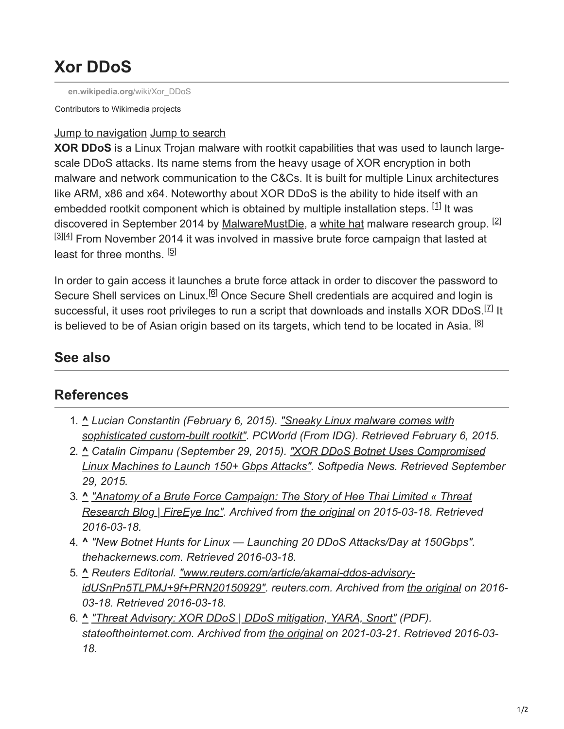# Xor DDoS

en.wikipedia.org/wiki/Xor_DDoS

Contributors to Wikimedia projects

Jump to navigation Jump to search

**XOR DDoS** is a Linux Trojan malware with rootkit capabilities that was used to launch large-scale DDoS attacks. Its name stems from the heavy usage of XOR encryption in both malware and network communication to the C&Cs. It is built for multiple Linux architectures like ARM, x86 and x64. Noteworthy about XOR DDoS is the ability to hide itself with an embedded rootkit component which is obtained by multiple installation steps. [1] It was discovered in September 2014 by MalwareMustDie, a white hat malware research group. [2][3][4] From November 2014 it was involved in massive brute force campaign that lasted at least for three months. [5]

In order to gain access it launches a brute force attack in order to discover the password to Secure Shell services on Linux.[6] Once Secure Shell credentials are acquired and login is successful, it uses root privileges to run a script that downloads and installs XOR DDoS.[7] It is believed to be of Asian origin based on its targets, which tend to be located in Asia. [8]

## See also

## References

1. ^ *Lucian Constantin (February 6, 2015). "Sneaky Linux malware comes with sophisticated custom-built rootkit". PCWorld (From IDG). Retrieved February 6, 2015.*
2. ^ *Catalin Cimpanu (September 29, 2015). "XOR DDoS Botnet Uses Compromised Linux Machines to Launch 150+ Gbps Attacks". Softpedia News. Retrieved September 29, 2015.*
3. ^ *"Anatomy of a Brute Force Campaign: The Story of Hee Thai Limited « Threat Research Blog | FireEye Inc". Archived from the original on 2015-03-18. Retrieved 2016-03-18.*
4. ^ *"New Botnet Hunts for Linux — Launching 20 DDoS Attacks/Day at 150Gbps". thehackernews.com. Retrieved 2016-03-18.*
5. ^ *Reuters Editorial. "www.reuters.com/article/akamai-ddos-advisory-idUSnPn5TLPMJ+9f+PRN20150929". reuters.com. Archived from the original on 2016-03-18. Retrieved 2016-03-18.*
6. ^ *"Threat Advisory: XOR DDoS | DDoS mitigation, YARA, Snort" (PDF). stateoftheinternet.com. Archived from the original on 2021-03-21. Retrieved 2016-03-18.*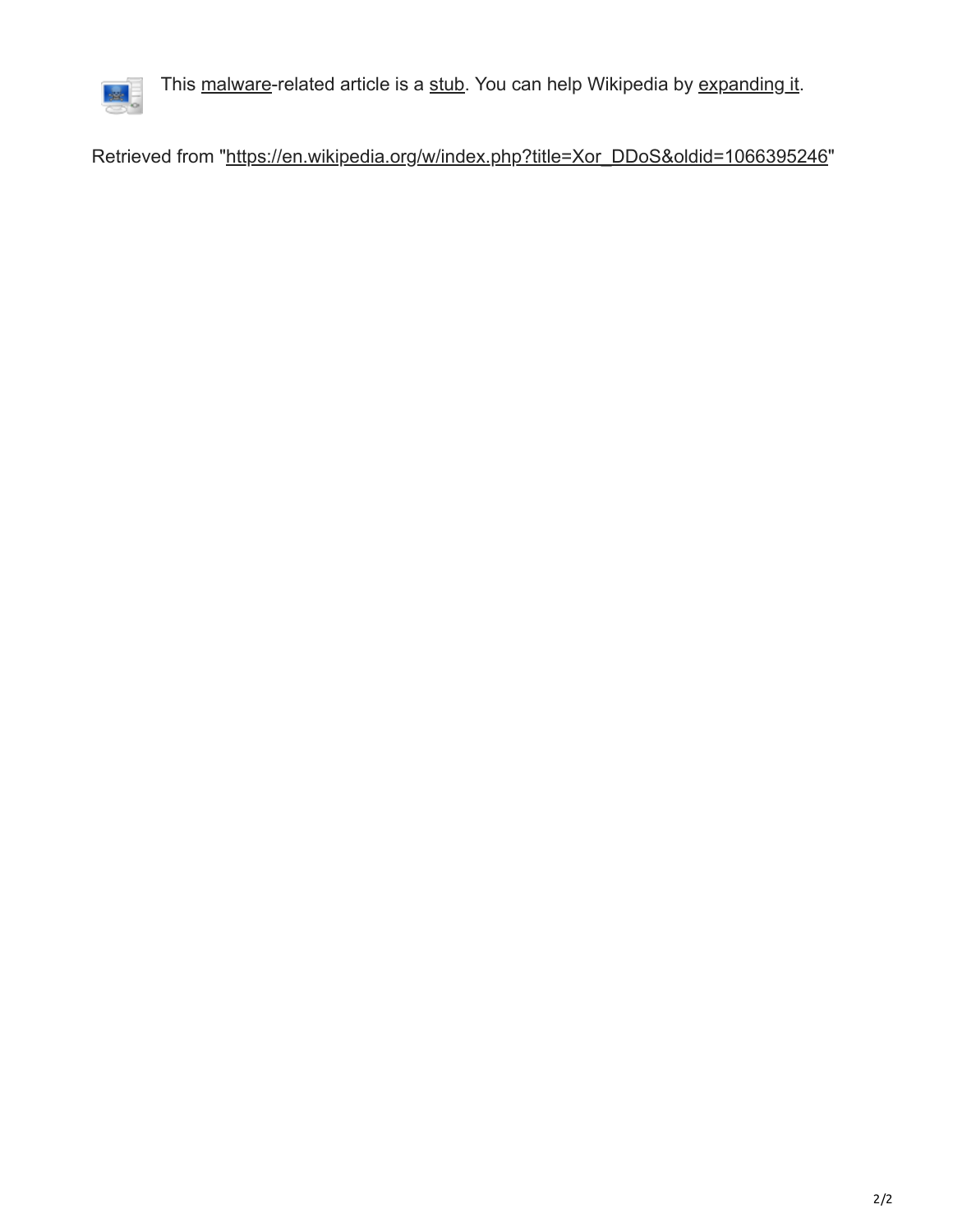This malware-related article is a stub. You can help Wikipedia by expanding it.

Retrieved from "https://en.wikipedia.org/w/index.php?title=Xor_DDoS&oldid=1066395246"